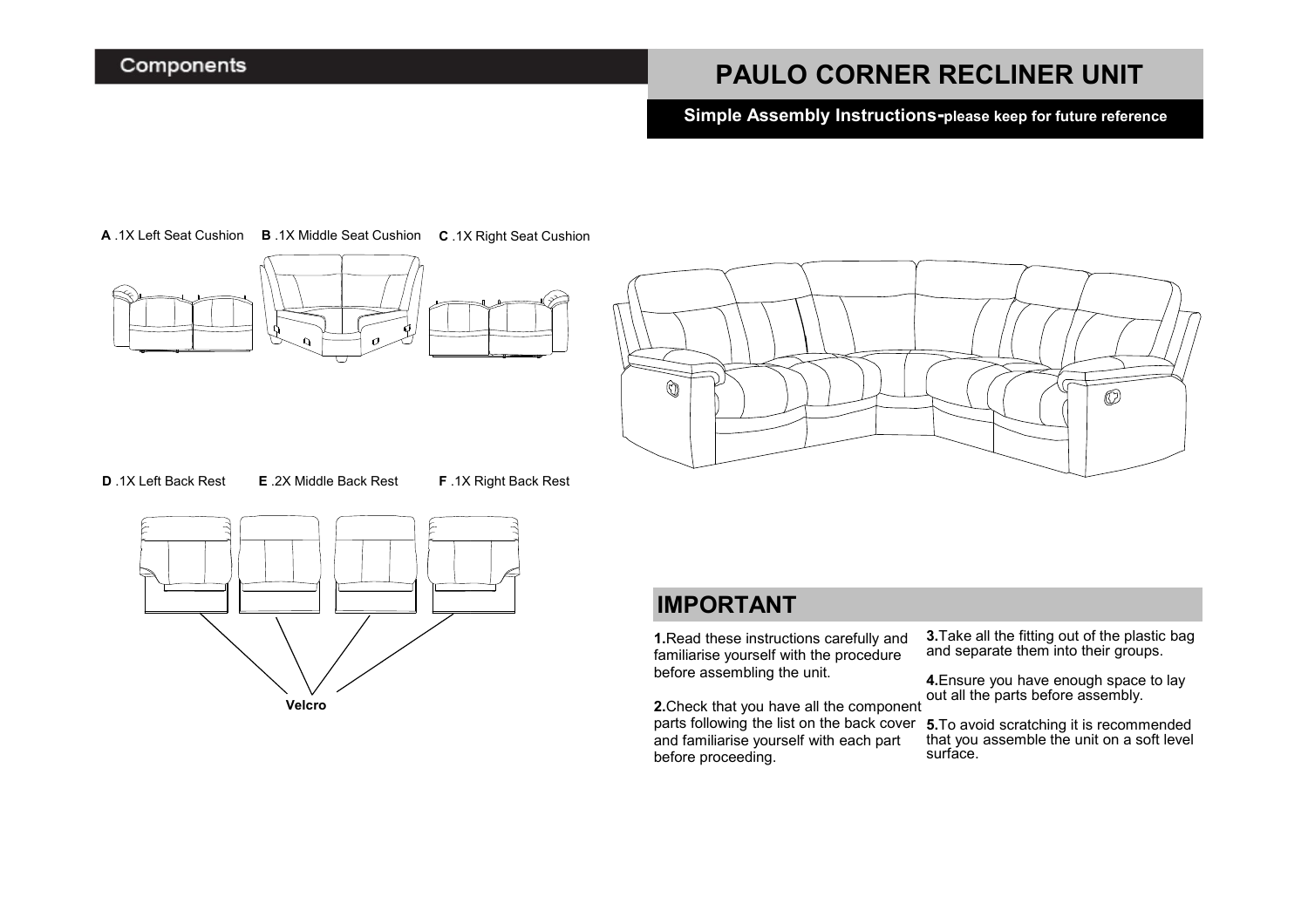## Components

# PAULO CORNER RECLINER UNIT

**Simple Assembly Instructions-please keep for future reference**

**A** .1X Left Seat Cushion **B** .1X Middle Seat Cushion **C** .1X Right Seat Cushion

**D** .1X Left Back Rest **E** .2X Middle Back Rest **F** .1X Right Back Rest

**Velcro**

## IMPORTANT

**1.**Read these instructions carefully and familiarise yourself with the procedure before assembling the unit.

**2.**Check that you have all the component parts following the list on the back cover and familiarise yourself with each part before proceeding.

**3.**Take all the fitting out of the plastic bag and separate them into their groups.

**4.**Ensure you have enough space to lay out all the parts before assembly.

**5.**To avoid scratching it is recommended that you assemble the unit on a soft level surface.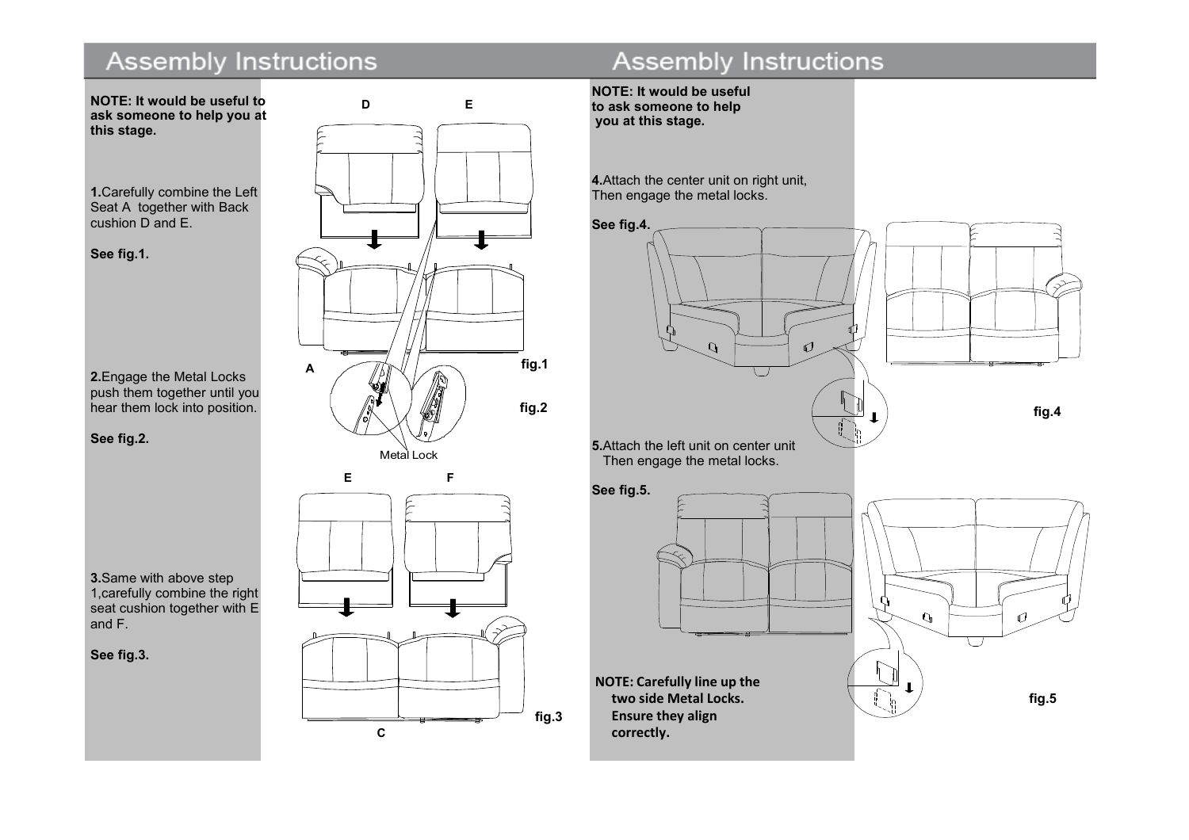## Assembly Instructions

**NOTE: It would be useful to ask someone to help you at this stage.**

**1.** Carefully combine the Left Seat A together with Back cushion D and E.

**See fig.1.**

**2.** Engage the Metal Locks push them together until you hear them lock into position.

**See fig.2.**

**3.** Same with above step 1, carefully combine the right seat cushion together with E and F.

**See fig.3.**

D E A fig.1 fig.2 Metal Lock E F C fig.3

## Assembly Instructions

**NOTE: It would be useful to ask someone to help you at this stage.**

**4.** Attach the center unit on right unit, Then engage the metal locks.

**See fig.4.**

fig.4

**5.** Attach the left unit on center unit Then engage the metal locks.

**See fig.5.**

**NOTE: Carefully line up the two side Metal Locks. Ensure they align correctly.**

fig.5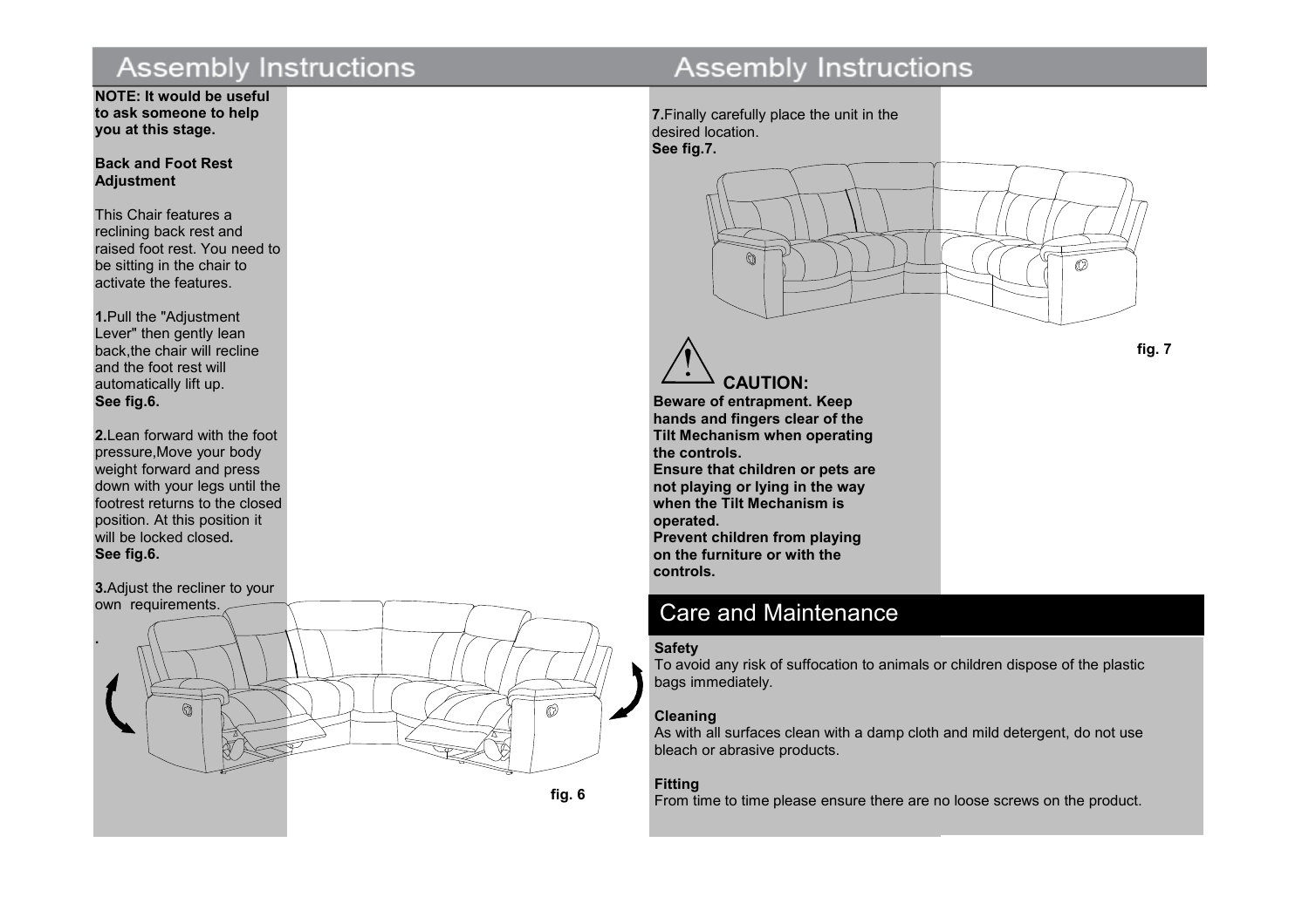# Assembly Instructions

**NOTE: It would be useful to ask someone to help you at this stage.**

**Back and Foot Rest Adjustment**

This Chair features a reclining back rest and raised foot rest. You need to be sitting in the chair to activate the features.

**1.**Pull the "Adjustment Lever" then gently lean back,the chair will recline and the foot rest will automatically lift up.
**See fig.6.**

**2.**Lean forward with the foot pressure,Move your body weight forward and press down with your legs until the footrest returns to the closed position. At this position it will be locked closed**.**
**See fig.6.**

**3.**Adjust the recliner to your own requirements.

.

fig. 6

# Assembly Instructions

**7.**Finally carefully place the unit in the desired location.
**See fig.7.**

fig. 7

**CAUTION:**

**Beware of entrapment. Keep hands and fingers clear of the Tilt Mechanism when operating the controls.**
**Ensure that children or pets are not playing or lying in the way when the Tilt Mechanism is operated.**
**Prevent children from playing on the furniture or with the controls.**

## Care and Maintenance

**Safety**
To avoid any risk of suffocation to animals or children dispose of the plastic bags immediately.

**Cleaning**
As with all surfaces clean with a damp cloth and mild detergent, do not use bleach or abrasive products.

**Fitting**
From time to time please ensure there are no loose screws on the product.